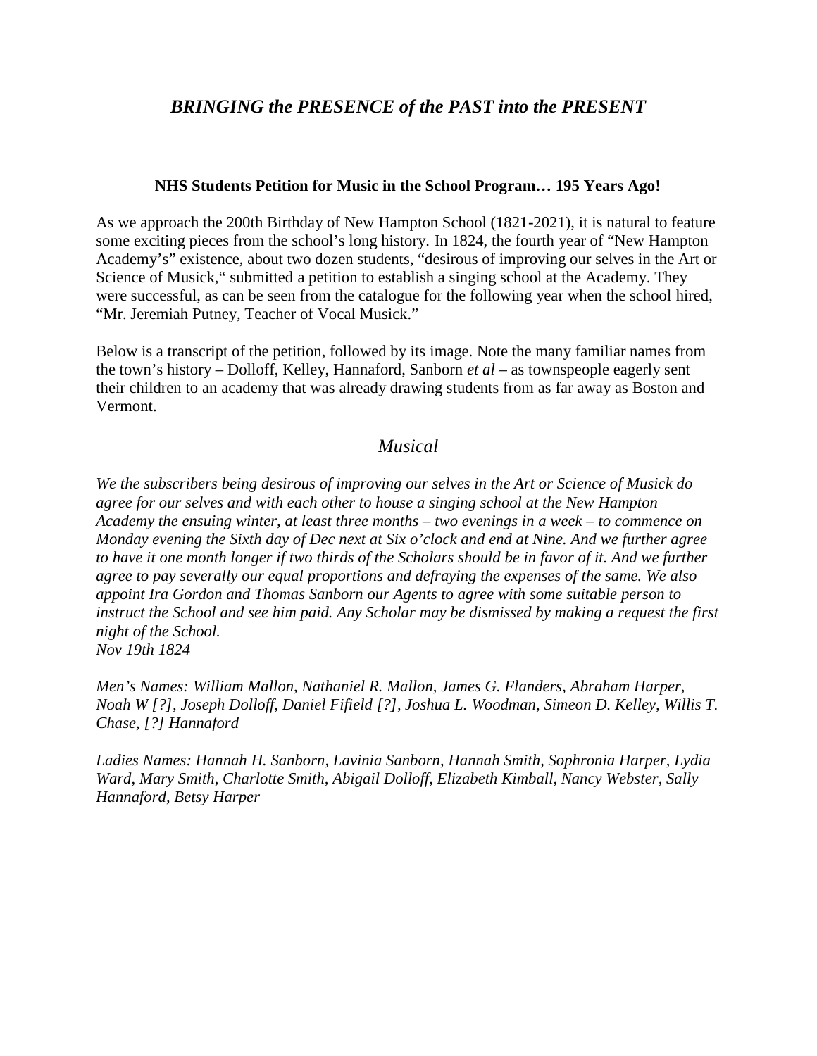# *BRINGING the PRESENCE of the PAST into the PRESENT*

**NHS Students Petition for Music in the School Program… 195 Years Ago!**

As we approach the 200th Birthday of New Hampton School (1821-2021), it is natural to feature some exciting pieces from the school's long history. In 1824, the fourth year of "New Hampton Academy's" existence, about two dozen students, "desirous of improving our selves in the Art or Science of Musick," submitted a petition to establish a singing school at the Academy. They were successful, as can be seen from the catalogue for the following year when the school hired, "Mr. Jeremiah Putney, Teacher of Vocal Musick."

Below is a transcript of the petition, followed by its image. Note the many familiar names from the town's history – Dolloff, Kelley, Hannaford, Sanborn *et al* – as townspeople eagerly sent their children to an academy that was already drawing students from as far away as Boston and Vermont.

## *Musical*

*We the subscribers being desirous of improving our selves in the Art or Science of Musick do agree for our selves and with each other to house a singing school at the New Hampton Academy the ensuing winter, at least three months – two evenings in a week – to commence on Monday evening the Sixth day of Dec next at Six o'clock and end at Nine. And we further agree to have it one month longer if two thirds of the Scholars should be in favor of it. And we further agree to pay severally our equal proportions and defraying the expenses of the same. We also appoint Ira Gordon and Thomas Sanborn our Agents to agree with some suitable person to instruct the School and see him paid. Any Scholar may be dismissed by making a request the first night of the School.*
*Nov 19th 1824*

*Men's Names: William Mallon, Nathaniel R. Mallon, James G. Flanders, Abraham Harper, Noah W [?], Joseph Dolloff, Daniel Fifield [?], Joshua L. Woodman, Simeon D. Kelley, Willis T. Chase, [?] Hannaford*

*Ladies Names: Hannah H. Sanborn, Lavinia Sanborn, Hannah Smith, Sophronia Harper, Lydia Ward, Mary Smith, Charlotte Smith, Abigail Dolloff, Elizabeth Kimball, Nancy Webster, Sally Hannaford, Betsy Harper*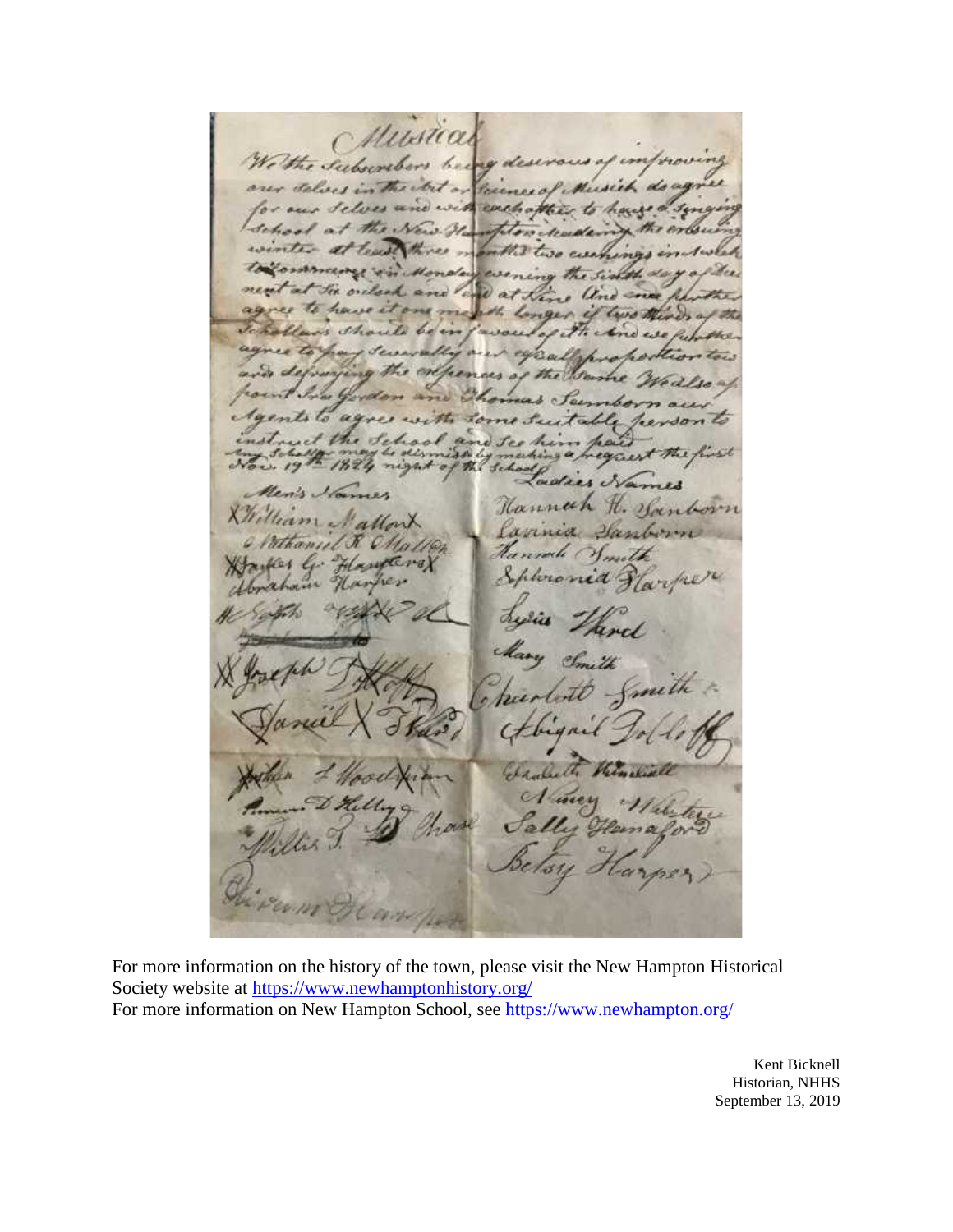Musical

We the Subscribers being desirous of improving our selves in the Art or Science of Musick do agree for our Selves and with each other to have a Singing School at the New Hampton Academy the ensuing winter at least three months two evenings in a week to commence on Monday evening the sixth day of Dec next at six oclock and end at Nine And we further agree to have it one month longer if two thirds of the Schollars should be in favour of it And we further agree to pay severally our equal proportion towards defraying the expences of the Same We also appoint Ira Gordon and Thomas Sanborn our Agents to agree with some suitable person to instruct the School and see him paid any Schollar may be dismissed by making a request the first Nov. 19th 1824 night of the School

| Men's Names | Ladies Names |
|---|---|
| William Mallon | Hannah H. Sanborn |
| Nathaniel R. Mallon | Lavinia Sanborn |
| James G. Hampers | Hannah Smith |
| Abraham Harper | Sophronia Harper |
| | Lydia Ward |
| | Mary Smith |
| Joseph | Charlotte Smith |
| Daniel | Abigail Dolloff |
| Nathan L. Woodman | Elizabeth |
| D. Kelley | Nancy Webster |
| Willis | Sally Hanaford |
| | Betsy Harper |

For more information on the history of the town, please visit the New Hampton Historical Society website at https://www.newhamptonhistory.org/

For more information on New Hampton School, see https://www.newhampton.org/

Kent Bicknell
Historian, NHHS
September 13, 2019